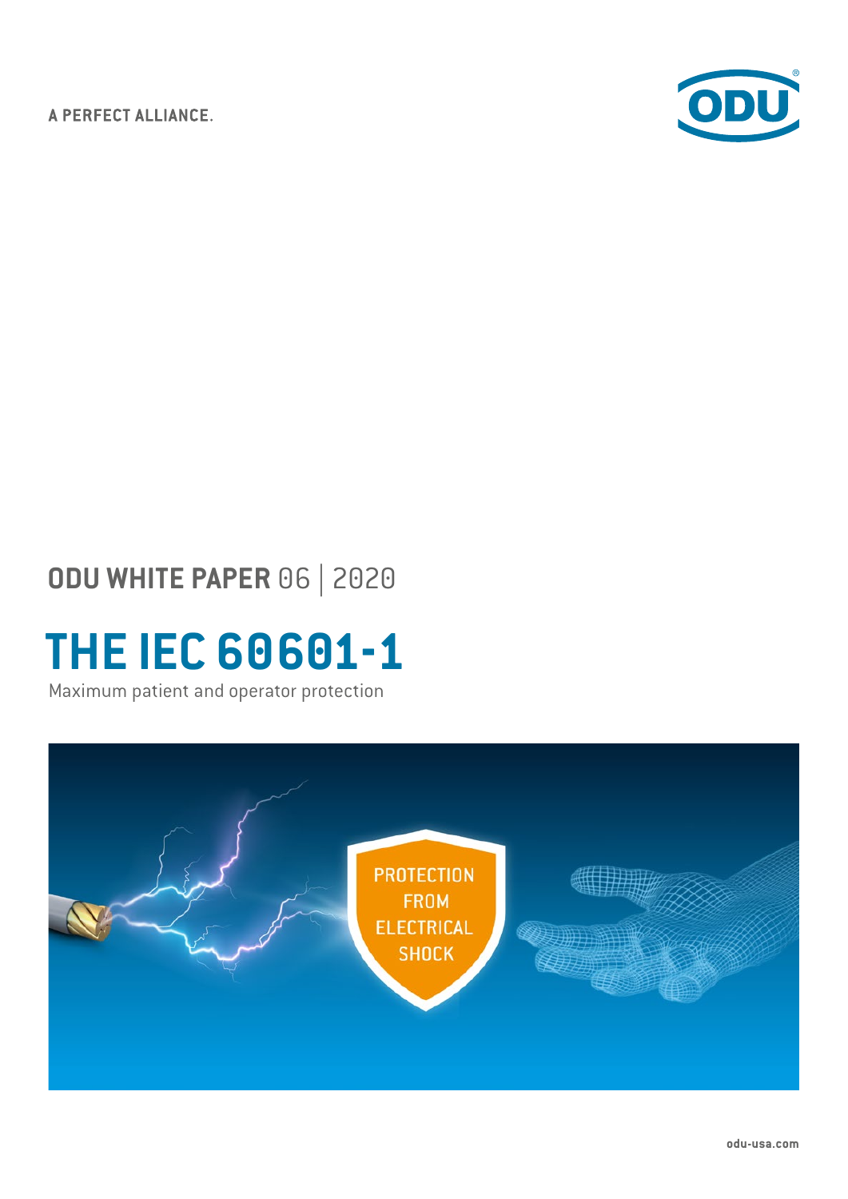A PERFECT ALLIANCE.

ODU WHITE PAPER 06 | 2020

# THE IEC 60601-1

Maximum patient and operator protection

odu-usa.com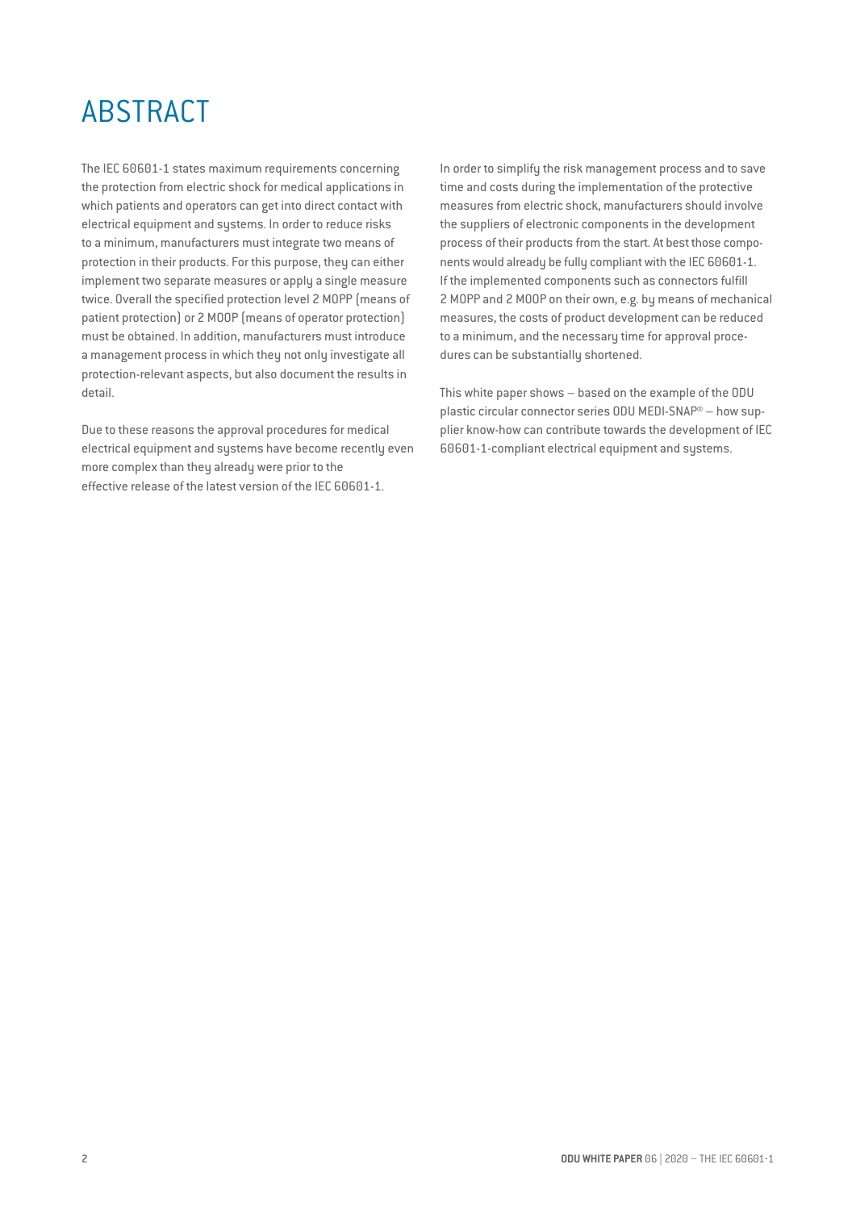# ABSTRACT

The IEC 60601-1 states maximum requirements concerning the protection from electric shock for medical applications in which patients and operators can get into direct contact with electrical equipment and systems. In order to reduce risks to a minimum, manufacturers must integrate two means of protection in their products. For this purpose, they can either implement two separate measures or apply a single measure twice. Overall the specified protection level 2 MOPP (means of patient protection) or 2 MOOP (means of operator protection) must be obtained. In addition, manufacturers must introduce a management process in which they not only investigate all protection-relevant aspects, but also document the results in detail.

Due to these reasons the approval procedures for medical electrical equipment and systems have become recently even more complex than they already were prior to the effective release of the latest version of the IEC 60601-1.

In order to simplify the risk management process and to save time and costs during the implementation of the protective measures from electric shock, manufacturers should involve the suppliers of electronic components in the development process of their products from the start. At best those components would already be fully compliant with the IEC 60601-1. If the implemented components such as connectors fulfill 2 MOPP and 2 MOOP on their own, e.g. by means of mechanical measures, the costs of product development can be reduced to a minimum, and the necessary time for approval procedures can be substantially shortened.

This white paper shows – based on the example of the ODU plastic circular connector series ODU MEDI-SNAP® – how supplier know-how can contribute towards the development of IEC 60601-1-compliant electrical equipment and systems.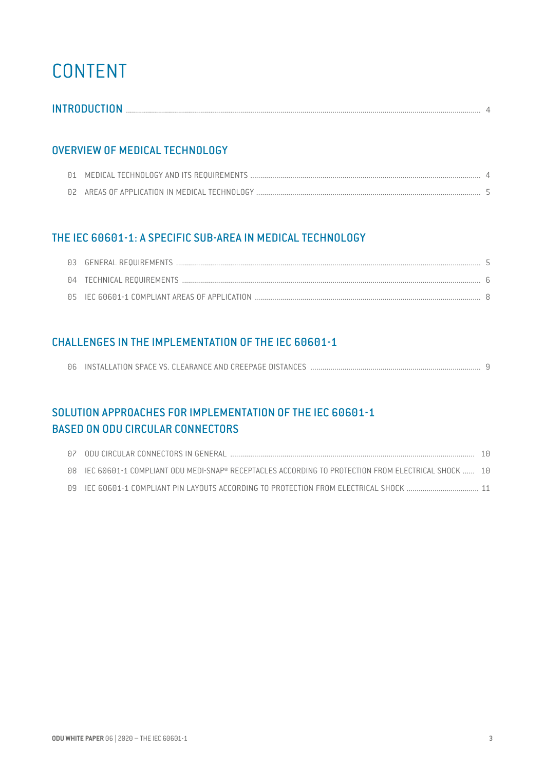# CONTENT

## INTRODUCTION ........ 4

## OVERVIEW OF MEDICAL TECHNOLOGY

01 MEDICAL TECHNOLOGY AND ITS REQUIREMENTS ........ 4

02 AREAS OF APPLICATION IN MEDICAL TECHNOLOGY ........ 5

## THE IEC 60601-1: A SPECIFIC SUB-AREA IN MEDICAL TECHNOLOGY

03 GENERAL REQUIREMENTS ........ 5

04 TECHNICAL REQUIREMENTS ........ 6

05 IEC 60601-1 COMPLIANT AREAS OF APPLICATION ........ 8

## CHALLENGES IN THE IMPLEMENTATION OF THE IEC 60601-1

06 INSTALLATION SPACE VS. CLEARANCE AND CREEPAGE DISTANCES ........ 9

## SOLUTION APPROACHES FOR IMPLEMENTATION OF THE IEC 60601-1 BASED ON ODU CIRCULAR CONNECTORS

07 ODU CIRCULAR CONNECTORS IN GENERAL ........ 10

08 IEC 60601-1 COMPLIANT ODU MEDI-SNAP® RECEPTACLES ACCORDING TO PROTECTION FROM ELECTRICAL SHOCK ........ 10

09 IEC 60601-1 COMPLIANT PIN LAYOUTS ACCORDING TO PROTECTION FROM ELECTRICAL SHOCK ........ 11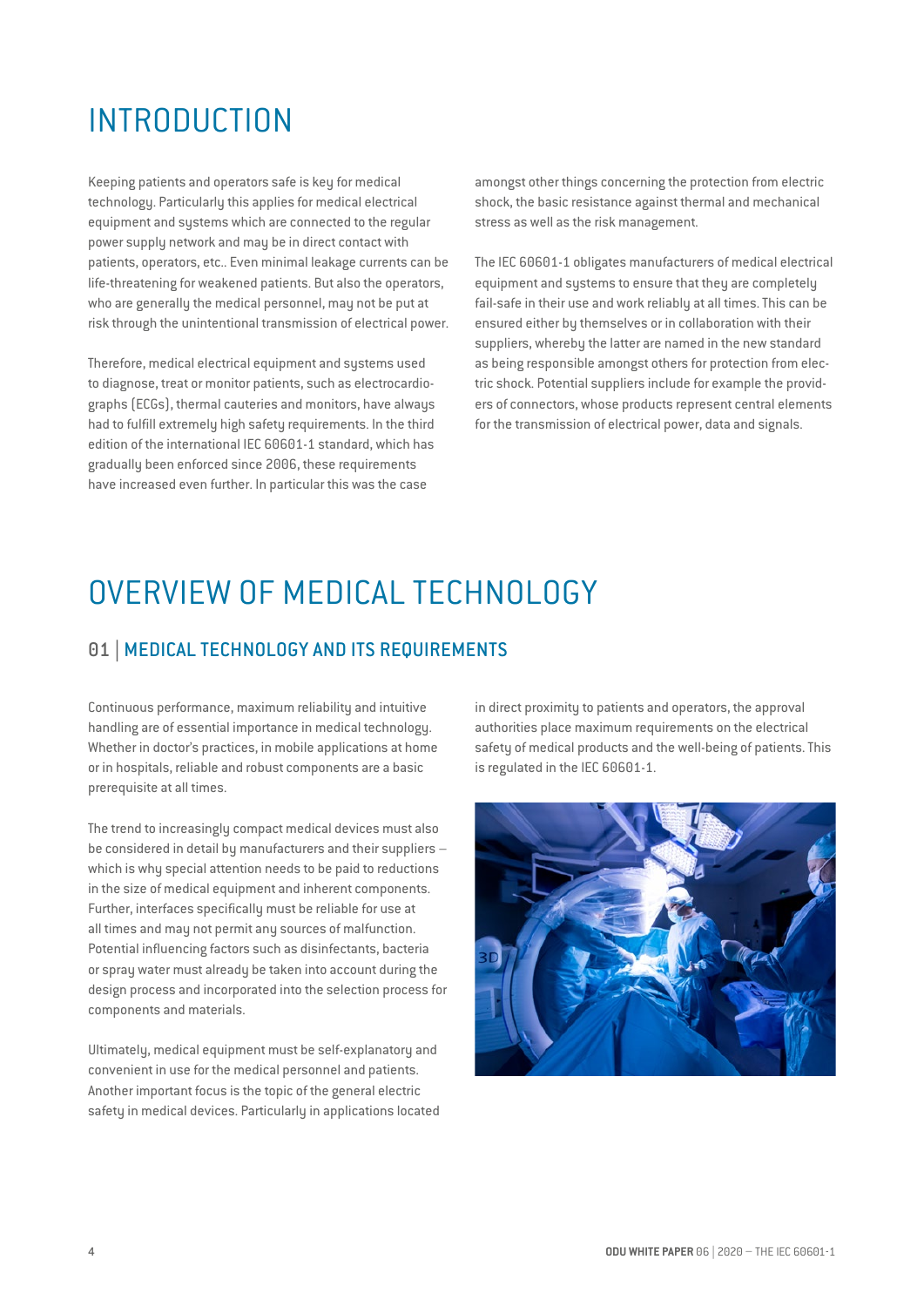# INTRODUCTION

Keeping patients and operators safe is key for medical technology. Particularly this applies for medical electrical equipment and systems which are connected to the regular power supply network and may be in direct contact with patients, operators, etc.. Even minimal leakage currents can be life-threatening for weakened patients. But also the operators, who are generally the medical personnel, may not be put at risk through the unintentional transmission of electrical power.

Therefore, medical electrical equipment and systems used to diagnose, treat or monitor patients, such as electrocardiographs (ECGs), thermal cauteries and monitors, have always had to fulfill extremely high safety requirements. In the third edition of the international IEC 60601-1 standard, which has gradually been enforced since 2006, these requirements have increased even further. In particular this was the case amongst other things concerning the protection from electric shock, the basic resistance against thermal and mechanical stress as well as the risk management.

The IEC 60601-1 obligates manufacturers of medical electrical equipment and systems to ensure that they are completely fail-safe in their use and work reliably at all times. This can be ensured either by themselves or in collaboration with their suppliers, whereby the latter are named in the new standard as being responsible amongst others for protection from electric shock. Potential suppliers include for example the providers of connectors, whose products represent central elements for the transmission of electrical power, data and signals.

# OVERVIEW OF MEDICAL TECHNOLOGY

## 01 | MEDICAL TECHNOLOGY AND ITS REQUIREMENTS

Continuous performance, maximum reliability and intuitive handling are of essential importance in medical technology. Whether in doctor's practices, in mobile applications at home or in hospitals, reliable and robust components are a basic prerequisite at all times.

The trend to increasingly compact medical devices must also be considered in detail by manufacturers and their suppliers – which is why special attention needs to be paid to reductions in the size of medical equipment and inherent components. Further, interfaces specifically must be reliable for use at all times and may not permit any sources of malfunction. Potential influencing factors such as disinfectants, bacteria or spray water must already be taken into account during the design process and incorporated into the selection process for components and materials.

Ultimately, medical equipment must be self-explanatory and convenient in use for the medical personnel and patients. Another important focus is the topic of the general electric safety in medical devices. Particularly in applications located in direct proximity to patients and operators, the approval authorities place maximum requirements on the electrical safety of medical products and the well-being of patients. This is regulated in the IEC 60601-1.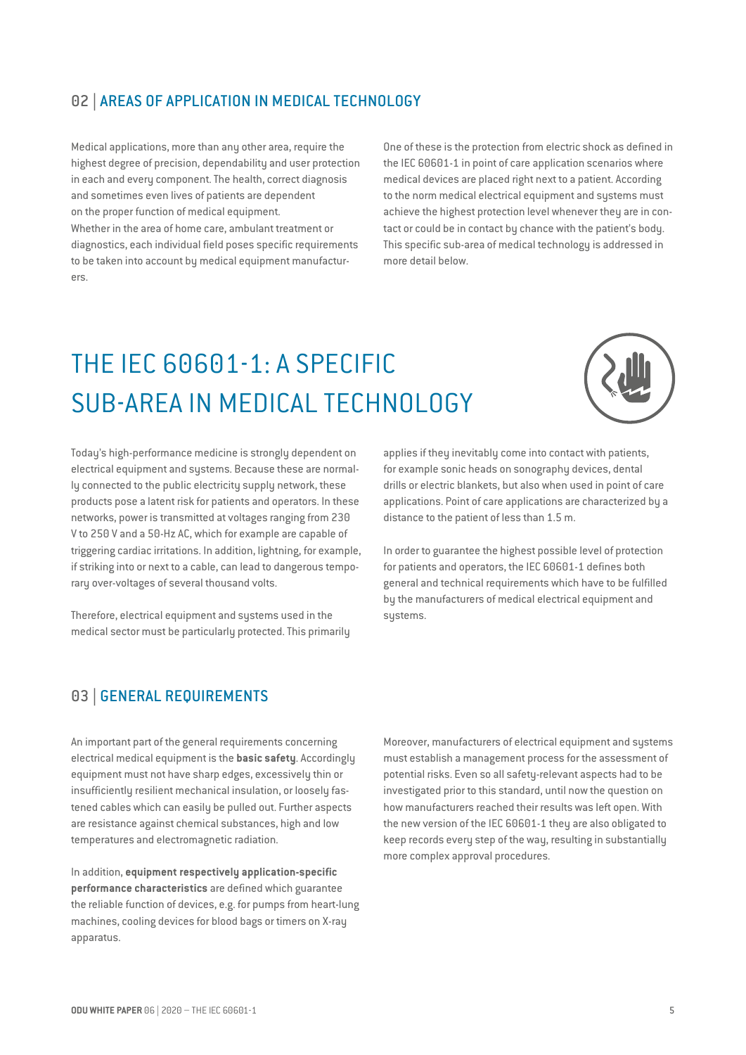## 02 | AREAS OF APPLICATION IN MEDICAL TECHNOLOGY

Medical applications, more than any other area, require the highest degree of precision, dependability and user protection in each and every component. The health, correct diagnosis and sometimes even lives of patients are dependent on the proper function of medical equipment.
Whether in the area of home care, ambulant treatment or diagnostics, each individual field poses specific requirements to be taken into account by medical equipment manufacturers.

One of these is the protection from electric shock as defined in the IEC 60601-1 in point of care application scenarios where medical devices are placed right next to a patient. According to the norm medical electrical equipment and systems must achieve the highest protection level whenever they are in contact or could be in contact by chance with the patient's body. This specific sub-area of medical technology is addressed in more detail below.

# THE IEC 60601-1: A SPECIFIC SUB-AREA IN MEDICAL TECHNOLOGY

Today's high-performance medicine is strongly dependent on electrical equipment and systems. Because these are normally connected to the public electricity supply network, these products pose a latent risk for patients and operators. In these networks, power is transmitted at voltages ranging from 230 V to 250 V and a 50-Hz AC, which for example are capable of triggering cardiac irritations. In addition, lightning, for example, if striking into or next to a cable, can lead to dangerous temporary over-voltages of several thousand volts.

Therefore, electrical equipment and systems used in the medical sector must be particularly protected. This primarily applies if they inevitably come into contact with patients, for example sonic heads on sonography devices, dental drills or electric blankets, but also when used in point of care applications. Point of care applications are characterized by a distance to the patient of less than 1.5 m.

In order to guarantee the highest possible level of protection for patients and operators, the IEC 60601-1 defines both general and technical requirements which have to be fulfilled by the manufacturers of medical electrical equipment and systems.

## 03 | GENERAL REQUIREMENTS

An important part of the general requirements concerning electrical medical equipment is the **basic safety**. Accordingly equipment must not have sharp edges, excessively thin or insufficiently resilient mechanical insulation, or loosely fastened cables which can easily be pulled out. Further aspects are resistance against chemical substances, high and low temperatures and electromagnetic radiation.

In addition, **equipment respectively application-specific performance characteristics** are defined which guarantee the reliable function of devices, e.g. for pumps from heart-lung machines, cooling devices for blood bags or timers on X-ray apparatus.

Moreover, manufacturers of electrical equipment and systems must establish a management process for the assessment of potential risks. Even so all safety-relevant aspects had to be investigated prior to this standard, until now the question on how manufacturers reached their results was left open. With the new version of the IEC 60601-1 they are also obligated to keep records every step of the way, resulting in substantially more complex approval procedures.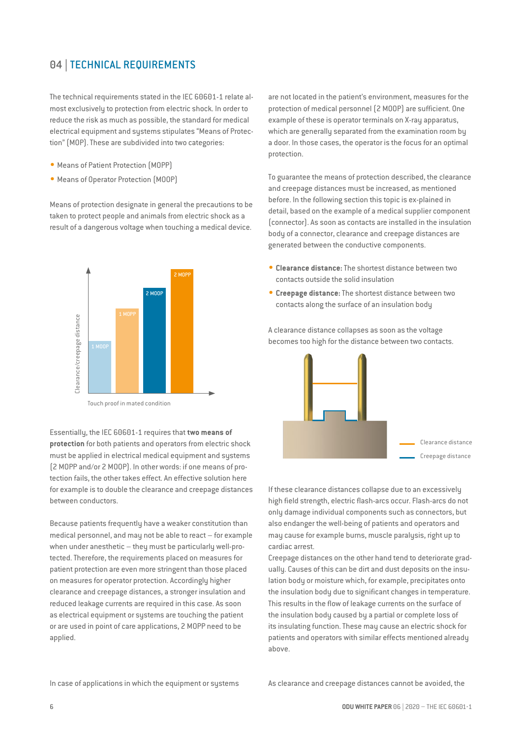## 04 | TECHNICAL REQUIREMENTS

The technical requirements stated in the IEC 60601-1 relate almost exclusively to protection from electric shock. In order to reduce the risk as much as possible, the standard for medical electrical equipment and systems stipulates "Means of Protection" (MOP). These are subdivided into two categories:

- Means of Patient Protection (MOPP)
- Means of Operator Protection (MOOP)

Means of protection designate in general the precautions to be taken to protect people and animals from electric shock as a result of a dangerous voltage when touching a medical device.

Clearance/creepage distance

1 MOOP | 1 MOPP | 2 MOOP | 2 MOPP

Touch proof in mated condition

Essentially, the IEC 60601-1 requires that **two means of protection** for both patients and operators from electric shock must be applied in electrical medical equipment and systems (2 MOPP and/or 2 MOOP). In other words: if one means of protection fails, the other takes effect. An effective solution here for example is to double the clearance and creepage distances between conductors.

Because patients frequently have a weaker constitution than medical personnel, and may not be able to react – for example when under anesthetic – they must be particularly well-protected. Therefore, the requirements placed on measures for patient protection are even more stringent than those placed on measures for operator protection. Accordingly higher clearance and creepage distances, a stronger insulation and reduced leakage currents are required in this case. As soon as electrical equipment or systems are touching the patient or are used in point of care applications, 2 MOPP need to be applied.

In case of applications in which the equipment or systems are not located in the patient's environment, measures for the protection of medical personnel (2 MOOP) are sufficient. One example of these is operator terminals on X-ray apparatus, which are generally separated from the examination room by a door. In those cases, the operator is the focus for an optimal protection.

To guarantee the means of protection described, the clearance and creepage distances must be increased, as mentioned before. In the following section this topic is ex-plained in detail, based on the example of a medical supplier component (connector). As soon as contacts are installed in the insulation body of a connector, clearance and creepage distances are generated between the conductive components.

- **Clearance distance:** The shortest distance between two contacts outside the solid insulation
- **Creepage distance:** The shortest distance between two contacts along the surface of an insulation body

A clearance distance collapses as soon as the voltage becomes too high for the distance between two contacts.

Clearance distance

Creepage distance

If these clearance distances collapse due to an excessively high field strength, electric flash-arcs occur. Flash-arcs do not only damage individual components such as connectors, but also endanger the well-being of patients and operators and may cause for example burns, muscle paralysis, right up to cardiac arrest.

Creepage distances on the other hand tend to deteriorate gradually. Causes of this can be dirt and dust deposits on the insulation body or moisture which, for example, precipitates onto the insulation body due to significant changes in temperature. This results in the flow of leakage currents on the surface of the insulation body caused by a partial or complete loss of its insulating function. These may cause an electric shock for patients and operators with similar effects mentioned already above.

As clearance and creepage distances cannot be avoided, the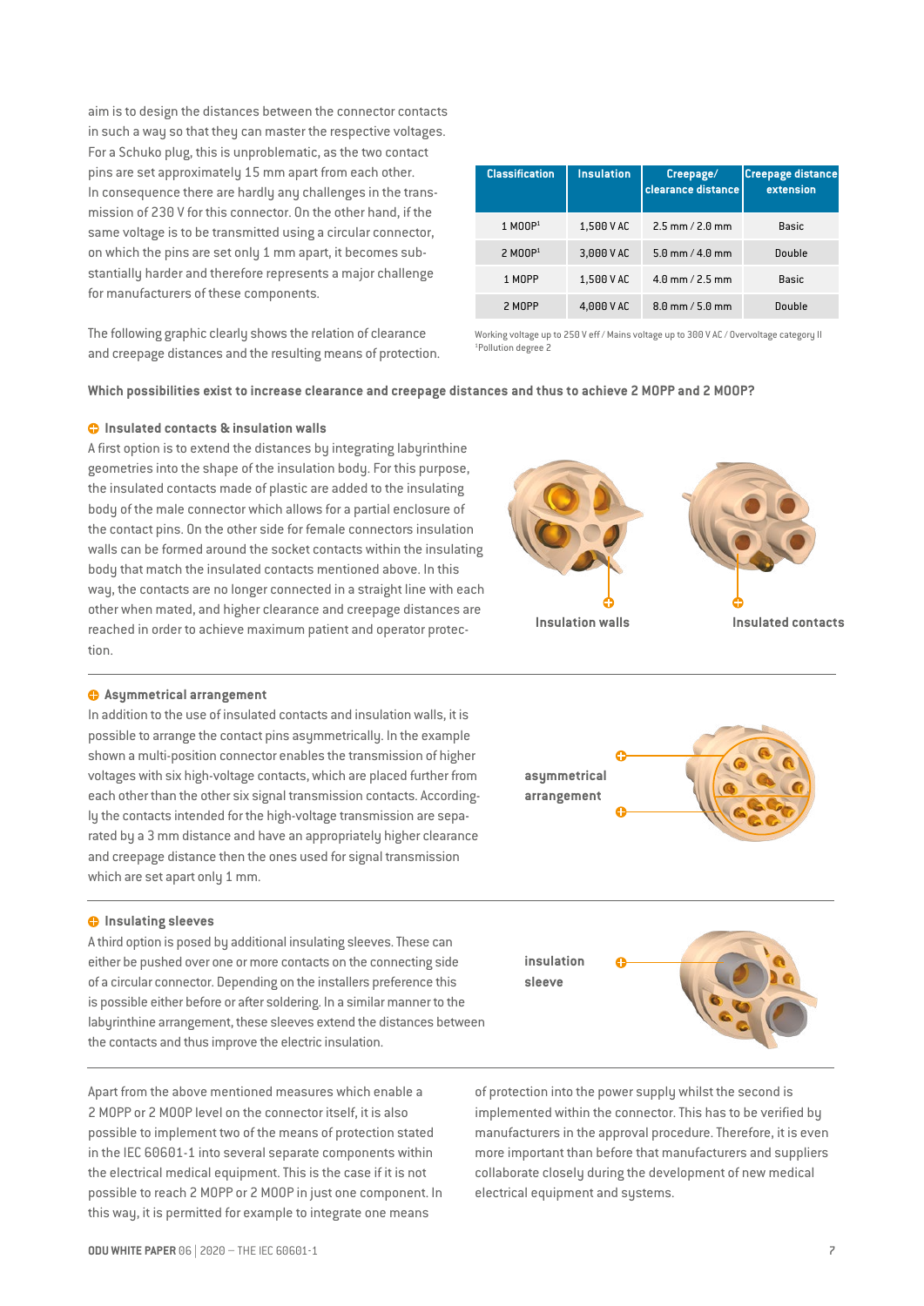aim is to design the distances between the connector contacts in such a way so that they can master the respective voltages. For a Schuko plug, this is unproblematic, as the two contact pins are set approximately 15 mm apart from each other. In consequence there are hardly any challenges in the transmission of 230 V for this connector. On the other hand, if the same voltage is to be transmitted using a circular connector, on which the pins are set only 1 mm apart, it becomes substantially harder and therefore represents a major challenge for manufacturers of these components.

The following graphic clearly shows the relation of clearance and creepage distances and the resulting means of protection.

| Classification | Insulation | Creepage/ clearance distance | Creepage distance extension |
|---|---|---|---|
| 1 MOOP[1] | 1,500 V AC | 2.5 mm / 2.0 mm | Basic |
| 2 MOOP[1] | 3,000 V AC | 5.0 mm / 4.0 mm | Double |
| 1 MOPP | 1,500 V AC | 4.0 mm / 2.5 mm | Basic |
| 2 MOPP | 4,000 V AC | 8.0 mm / 5.0 mm | Double |

Working voltage up to 250 V eff / Mains voltage up to 300 V AC / Overvoltage category II
[1]Pollution degree 2

**Which possibilities exist to increase clearance and creepage distances and thus to achieve 2 MOPP and 2 MOOP?**

### Insulated contacts & insulation walls

A first option is to extend the distances by integrating labyrinthine geometries into the shape of the insulation body. For this purpose, the insulated contacts made of plastic are added to the insulating body of the male connector which allows for a partial enclosure of the contact pins. On the other side for female connectors insulation walls can be formed around the socket contacts within the insulating body that match the insulated contacts mentioned above. In this way, the contacts are no longer connected in a straight line with each other when mated, and higher clearance and creepage distances are reached in order to achieve maximum patient and operator protection.

Insulation walls

Insulated contacts

### Asymmetrical arrangement

In addition to the use of insulated contacts and insulation walls, it is possible to arrange the contact pins asymmetrically. In the example shown a multi-position connector enables the transmission of higher voltages with six high-voltage contacts, which are placed further from each other than the other six signal transmission contacts. Accordingly the contacts intended for the high-voltage transmission are separated by a 3 mm distance and have an appropriately higher clearance and creepage distance then the ones used for signal transmission which are set apart only 1 mm.

asymmetrical arrangement

### Insulating sleeves

A third option is posed by additional insulating sleeves. These can either be pushed over one or more contacts on the connecting side of a circular connector. Depending on the installers preference this is possible either before or after soldering. In a similar manner to the labyrinthine arrangement, these sleeves extend the distances between the contacts and thus improve the electric insulation.

insulation sleeve

Apart from the above mentioned measures which enable a 2 MOPP or 2 MOOP level on the connector itself, it is also possible to implement two of the means of protection stated in the IEC 60601-1 into several separate components within the electrical medical equipment. This is the case if it is not possible to reach 2 MOPP or 2 MOOP in just one component. In this way, it is permitted for example to integrate one means of protection into the power supply whilst the second is implemented within the connector. This has to be verified by manufacturers in the approval procedure. Therefore, it is even more important than before that manufacturers and suppliers collaborate closely during the development of new medical electrical equipment and systems.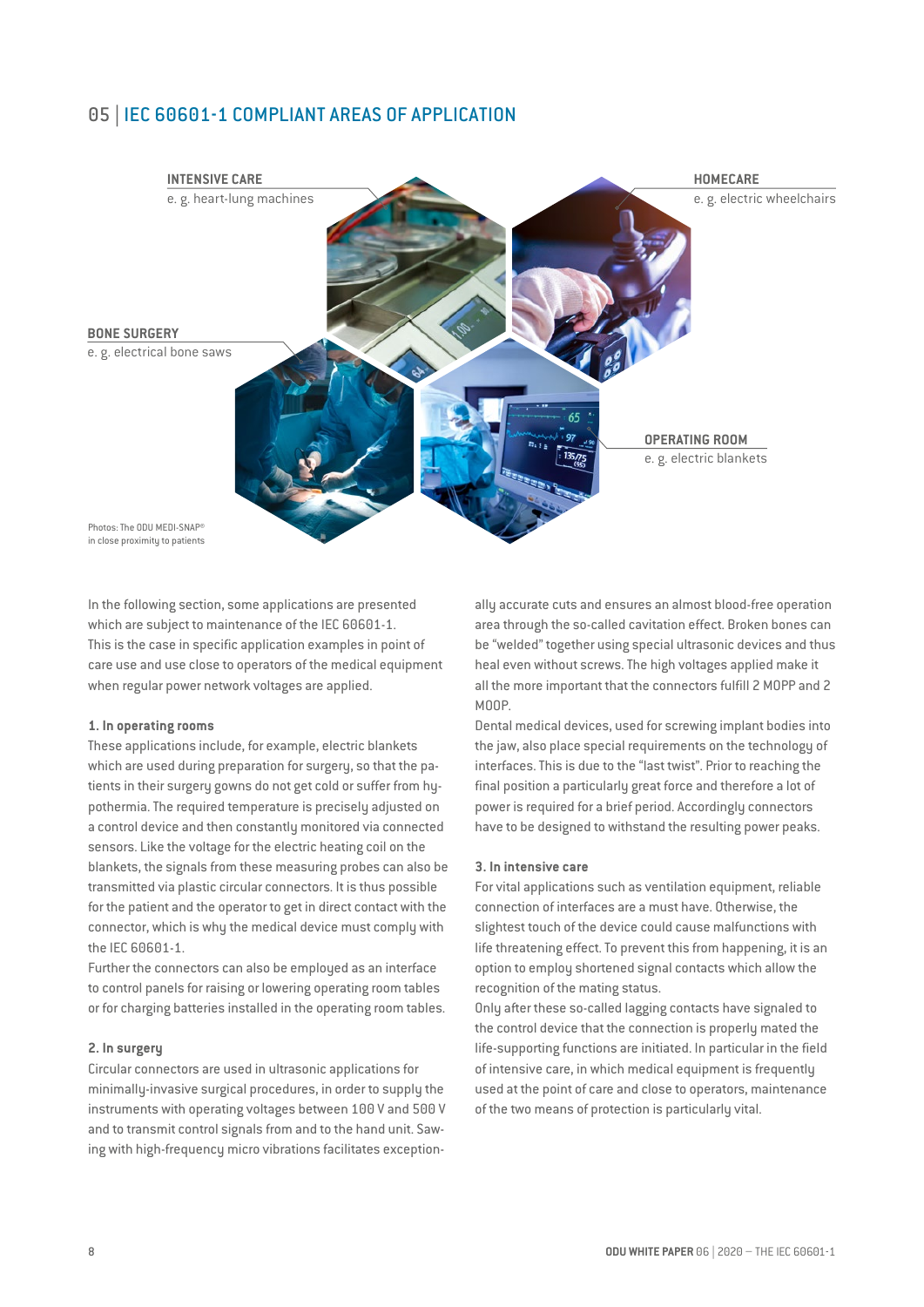## 05 | IEC 60601-1 COMPLIANT AREAS OF APPLICATION

**INTENSIVE CARE**
e. g. heart-lung machines

**HOMECARE**
e. g. electric wheelchairs

**BONE SURGERY**
e. g. electrical bone saws

**OPERATING ROOM**
e. g. electric blankets

Photos: The ODU MEDI-SNAP® in close proximity to patients

In the following section, some applications are presented which are subject to maintenance of the IEC 60601-1. This is the case in specific application examples in point of care use and use close to operators of the medical equipment when regular power network voltages are applied.

### 1. In operating rooms

These applications include, for example, electric blankets which are used during preparation for surgery, so that the patients in their surgery gowns do not get cold or suffer from hypothermia. The required temperature is precisely adjusted on a control device and then constantly monitored via connected sensors. Like the voltage for the electric heating coil on the blankets, the signals from these measuring probes can also be transmitted via plastic circular connectors. It is thus possible for the patient and the operator to get in direct contact with the connector, which is why the medical device must comply with the IEC 60601-1.

Further the connectors can also be employed as an interface to control panels for raising or lowering operating room tables or for charging batteries installed in the operating room tables.

### 2. In surgery

Circular connectors are used in ultrasonic applications for minimally-invasive surgical procedures, in order to supply the instruments with operating voltages between 100 V and 500 V and to transmit control signals from and to the hand unit. Sawing with high-frequency micro vibrations facilitates exceptionally accurate cuts and ensures an almost blood-free operation area through the so-called cavitation effect. Broken bones can be "welded" together using special ultrasonic devices and thus heal even without screws. The high voltages applied make it all the more important that the connectors fulfill 2 MOPP and 2 MOOP.

Dental medical devices, used for screwing implant bodies into the jaw, also place special requirements on the technology of interfaces. This is due to the "last twist". Prior to reaching the final position a particularly great force and therefore a lot of power is required for a brief period. Accordingly connectors have to be designed to withstand the resulting power peaks.

### 3. In intensive care

For vital applications such as ventilation equipment, reliable connection of interfaces are a must have. Otherwise, the slightest touch of the device could cause malfunctions with life threatening effect. To prevent this from happening, it is an option to employ shortened signal contacts which allow the recognition of the mating status.

Only after these so-called lagging contacts have signaled to the control device that the connection is properly mated the life-supporting functions are initiated. In particular in the field of intensive care, in which medical equipment is frequently used at the point of care and close to operators, maintenance of the two means of protection is particularly vital.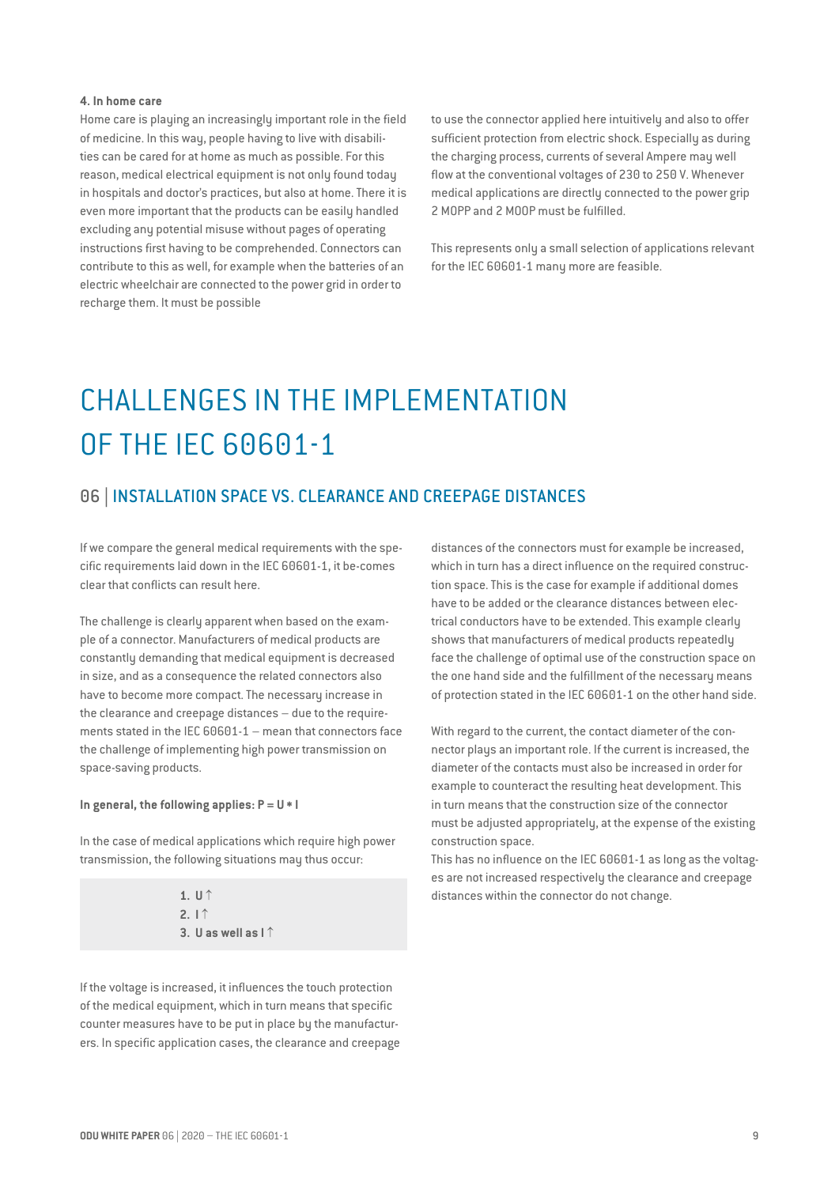**4. In home care**

Home care is playing an increasingly important role in the field of medicine. In this way, people having to live with disabilities can be cared for at home as much as possible. For this reason, medical electrical equipment is not only found today in hospitals and doctor's practices, but also at home. There it is even more important that the products can be easily handled excluding any potential misuse without pages of operating instructions first having to be comprehended. Connectors can contribute to this as well, for example when the batteries of an electric wheelchair are connected to the power grid in order to recharge them. It must be possible to use the connector applied here intuitively and also to offer sufficient protection from electric shock. Especially as during the charging process, currents of several Ampere may well flow at the conventional voltages of 230 to 250 V. Whenever medical applications are directly connected to the power grip 2 MOPP and 2 MOOP must be fulfilled.

This represents only a small selection of applications relevant for the IEC 60601-1 many more are feasible.

# CHALLENGES IN THE IMPLEMENTATION OF THE IEC 60601-1

## 06 | INSTALLATION SPACE VS. CLEARANCE AND CREEPAGE DISTANCES

If we compare the general medical requirements with the specific requirements laid down in the IEC 60601-1, it be-comes clear that conflicts can result here.

The challenge is clearly apparent when based on the example of a connector. Manufacturers of medical products are constantly demanding that medical equipment is decreased in size, and as a consequence the related connectors also have to become more compact. The necessary increase in the clearance and creepage distances – due to the requirements stated in the IEC 60601-1 – mean that connectors face the challenge of implementing high power transmission on space-saving products.

**In general, the following applies: $P = U * I$**

In the case of medical applications which require high power transmission, the following situations may thus occur:

1. **U ↑**
2. **I ↑**
3. **U as well as I ↑**

If the voltage is increased, it influences the touch protection of the medical equipment, which in turn means that specific counter measures have to be put in place by the manufacturers. In specific application cases, the clearance and creepage distances of the connectors must for example be increased, which in turn has a direct influence on the required construction space. This is the case for example if additional domes have to be added or the clearance distances between electrical conductors have to be extended. This example clearly shows that manufacturers of medical products repeatedly face the challenge of optimal use of the construction space on the one hand side and the fulfillment of the necessary means of protection stated in the IEC 60601-1 on the other hand side.

With regard to the current, the contact diameter of the connector plays an important role. If the current is increased, the diameter of the contacts must also be increased in order for example to counteract the resulting heat development. This in turn means that the construction size of the connector must be adjusted appropriately, at the expense of the existing construction space.
This has no influence on the IEC 60601-1 as long as the voltages are not increased respectively the clearance and creepage distances within the connector do not change.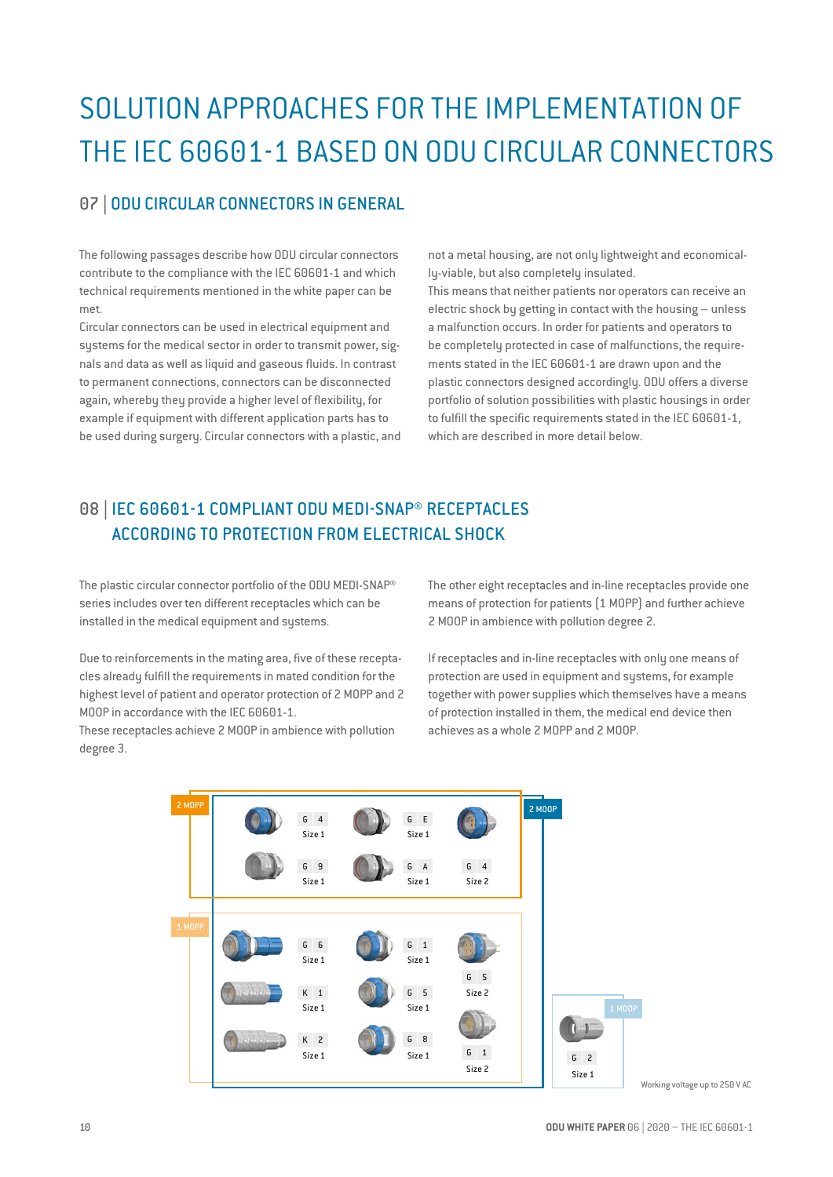# SOLUTION APPROACHES FOR THE IMPLEMENTATION OF THE IEC 60601-1 BASED ON ODU CIRCULAR CONNECTORS

## 07 | ODU CIRCULAR CONNECTORS IN GENERAL

The following passages describe how ODU circular connectors contribute to the compliance with the IEC 60601-1 and which technical requirements mentioned in the white paper can be met.

Circular connectors can be used in electrical equipment and systems for the medical sector in order to transmit power, signals and data as well as liquid and gaseous fluids. In contrast to permanent connections, connectors can be disconnected again, whereby they provide a higher level of flexibility, for example if equipment with different application parts has to be used during surgery. Circular connectors with a plastic, and not a metal housing, are not only lightweight and economically-viable, but also completely insulated.

This means that neither patients nor operators can receive an electric shock by getting in contact with the housing – unless a malfunction occurs. In order for patients and operators to be completely protected in case of malfunctions, the requirements stated in the IEC 60601-1 are drawn upon and the plastic connectors designed accordingly. ODU offers a diverse portfolio of solution possibilities with plastic housings in order to fulfill the specific requirements stated in the IEC 60601-1, which are described in more detail below.

## 08 | IEC 60601-1 COMPLIANT ODU MEDI-SNAP® RECEPTACLES ACCORDING TO PROTECTION FROM ELECTRICAL SHOCK

The plastic circular connector portfolio of the ODU MEDI-SNAP® series includes over ten different receptacles which can be installed in the medical equipment and systems.

Due to reinforcements in the mating area, five of these receptacles already fulfill the requirements in mated condition for the highest level of patient and operator protection of 2 MOPP and 2 MOOP in accordance with the IEC 60601-1.

These receptacles achieve 2 MOOP in ambience with pollution degree 3.

The other eight receptacles and in-line receptacles provide one means of protection for patients (1 MOPP) and further achieve 2 MOOP in ambience with pollution degree 2.

If receptacles and in-line receptacles with only one means of protection are used in equipment and systems, for example together with power supplies which themselves have a means of protection installed in them, the medical end device then achieves as a whole 2 MOPP and 2 MOOP.

2 MOPP / 2 MOOP: G 4 Size 1; G E Size 1; G 4 Size 2; G 9 Size 1; G A Size 1

1 MOPP / 2 MOOP: G 6 Size 1; G 1 Size 1; G 5 Size 2; K 1 Size 1; G 5 Size 1; K 2 Size 1; G 8 Size 1; G 1 Size 2

1 MOOP: G 2 Size 1

Working voltage up to 250 V AC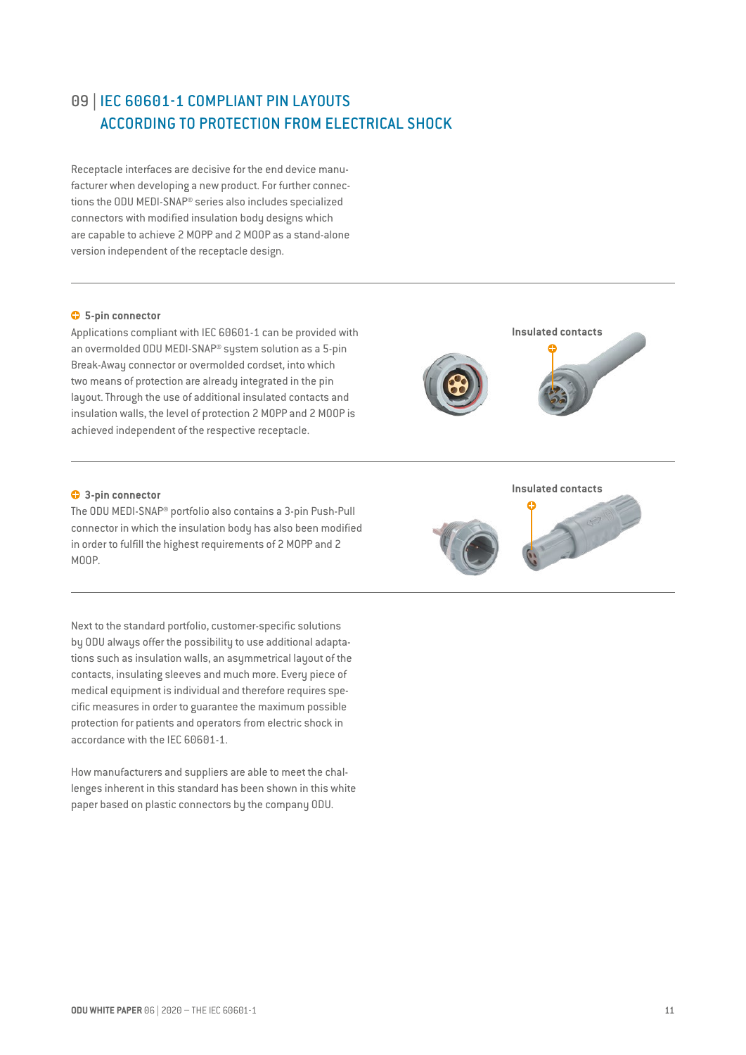## 09 | IEC 60601-1 COMPLIANT PIN LAYOUTS ACCORDING TO PROTECTION FROM ELECTRICAL SHOCK

Receptacle interfaces are decisive for the end device manufacturer when developing a new product. For further connections the ODU MEDI-SNAP® series also includes specialized connectors with modified insulation body designs which are capable to achieve 2 MOPP and 2 MOOP as a stand-alone version independent of the receptacle design.

---

### 5-pin connector

Applications compliant with IEC 60601-1 can be provided with an overmolded ODU MEDI-SNAP® system solution as a 5-pin Break-Away connector or overmolded cordset, into which two means of protection are already integrated in the pin layout. Through the use of additional insulated contacts and insulation walls, the level of protection 2 MOPP and 2 MOOP is achieved independent of the respective receptacle.

Insulated contacts

---

### 3-pin connector

The ODU MEDI-SNAP® portfolio also contains a 3-pin Push-Pull connector in which the insulation body has also been modified in order to fulfill the highest requirements of 2 MOPP and 2 MOOP.

Insulated contacts

---

Next to the standard portfolio, customer-specific solutions by ODU always offer the possibility to use additional adaptations such as insulation walls, an asymmetrical layout of the contacts, insulating sleeves and much more. Every piece of medical equipment is individual and therefore requires specific measures in order to guarantee the maximum possible protection for patients and operators from electric shock in accordance with the IEC 60601-1.

How manufacturers and suppliers are able to meet the challenges inherent in this standard has been shown in this white paper based on plastic connectors by the company ODU.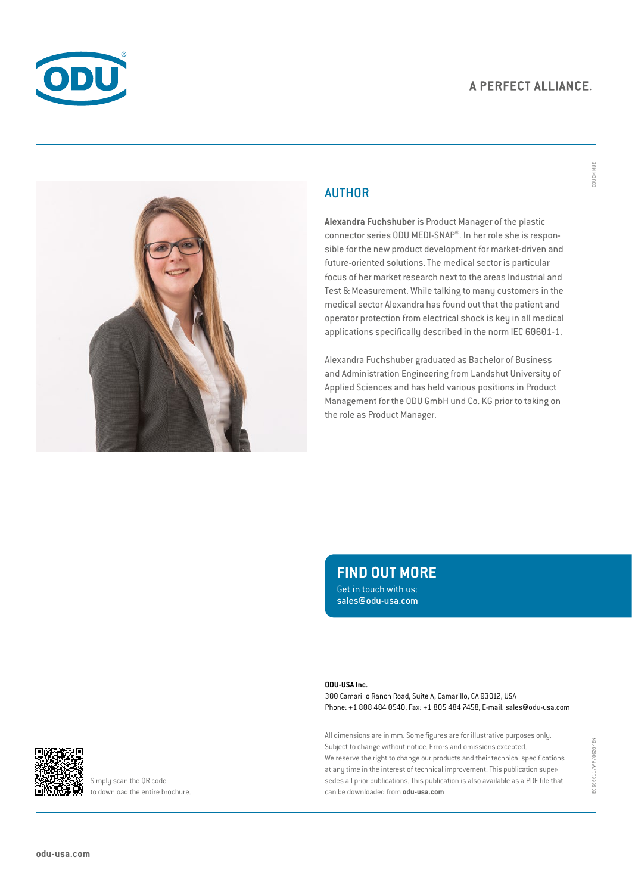A PERFECT ALLIANCE.

## AUTHOR

**Alexandra Fuchshuber** is Product Manager of the plastic connector series ODU MEDI-SNAP®. In her role she is responsible for the new product development for market-driven and future-oriented solutions. The medical sector is particular focus of her market research next to the areas Industrial and Test & Measurement. While talking to many customers in the medical sector Alexandra has found out that the patient and operator protection from electrical shock is key in all medical applications specifically described in the norm IEC 60601-1.

Alexandra Fuchshuber graduated as Bachelor of Business and Administration Engineering from Landshut University of Applied Sciences and has held various positions in Product Management for the ODU GmbH und Co. KG prior to taking on the role as Product Manager.

## FIND OUT MORE

Get in touch with us:
sales@odu-usa.com

**ODU-USA Inc.**
300 Camarillo Ranch Road, Suite A, Camarillo, CA 93012, USA
Phone: +1 808 484 0540, Fax: +1 805 484 7458, E-mail: sales@odu-usa.com

Simply scan the QR code to download the entire brochure.

All dimensions are in mm. Some figures are for illustrative purposes only. Subject to change without notice. Errors and omissions excepted. We reserve the right to change our products and their technical specifications at any time in the interest of technical improvement. This publication supersedes all prior publications. This publication is also available as a PDF file that can be downloaded from **odu-usa.com**

IEC 606011 / WP / 0820 / EN

odu-usa.com